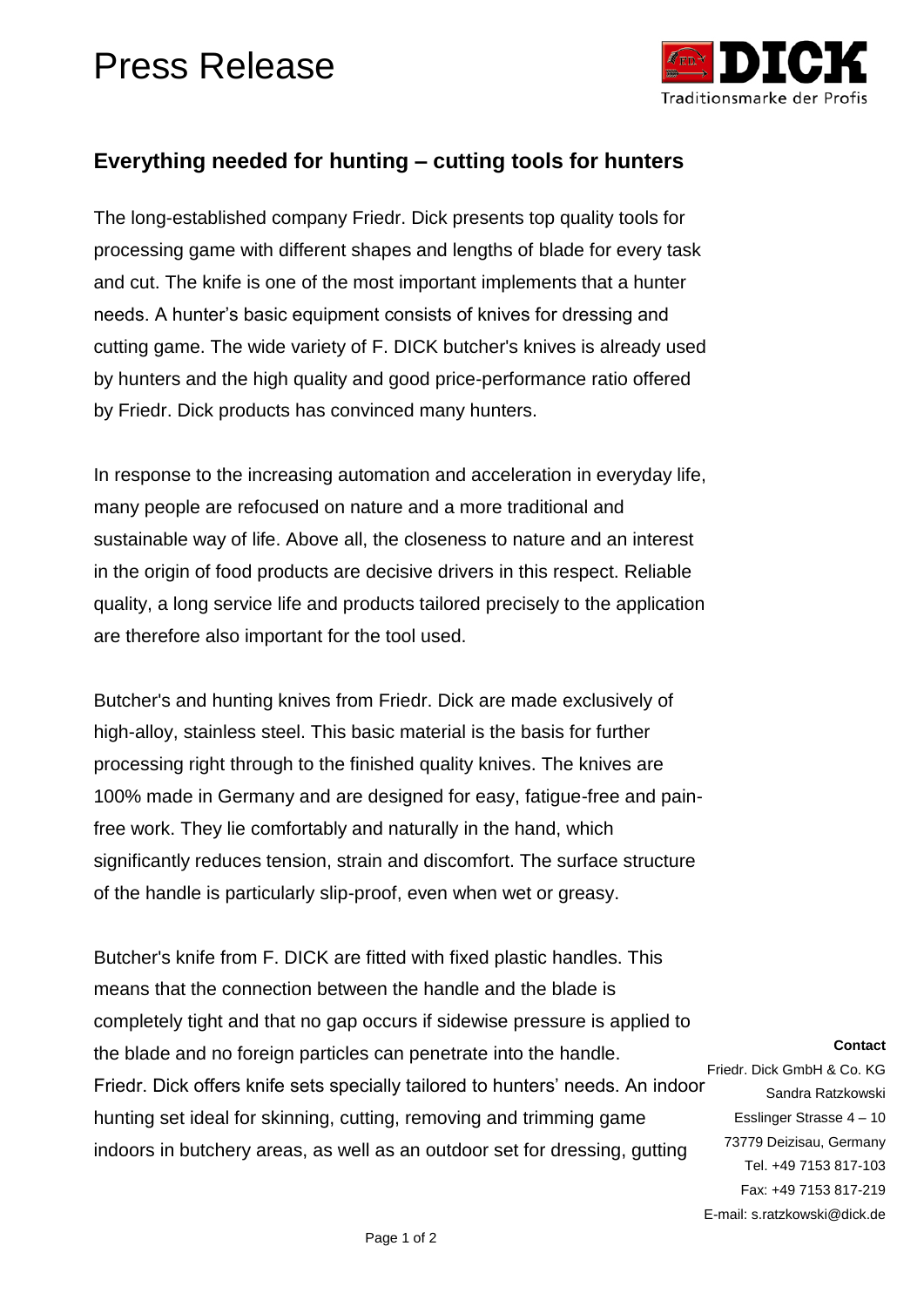# Press Release

## Everything needed for hunting – cutting tools for hunters

The long-established company Friedr. Dick presents top quality tools for processing game with different shapes and lengths of blade for every task and cut. The knife is one of the most important implements that a hunter needs. A hunter's basic equipment consists of knives for dressing and cutting game. The wide variety of F. DICK butcher's knives is already used by hunters and the high quality and good price-performance ratio offered by Friedr. Dick products has convinced many hunters.

In response to the increasing automation and acceleration in everyday life, many people are refocused on nature and a more traditional and sustainable way of life. Above all, the closeness to nature and an interest in the origin of food products are decisive drivers in this respect. Reliable quality, a long service life and products tailored precisely to the application are therefore also important for the tool used.

Butcher's and hunting knives from Friedr. Dick are made exclusively of high-alloy, stainless steel. This basic material is the basis for further processing right through to the finished quality knives. The knives are 100% made in Germany and are designed for easy, fatigue-free and pain-free work. They lie comfortably and naturally in the hand, which significantly reduces tension, strain and discomfort. The surface structure of the handle is particularly slip-proof, even when wet or greasy.

Butcher's knife from F. DICK are fitted with fixed plastic handles. This means that the connection between the handle and the blade is completely tight and that no gap occurs if sidewise pressure is applied to the blade and no foreign particles can penetrate into the handle. Friedr. Dick offers knife sets specially tailored to hunters' needs. An indoor hunting set ideal for skinning, cutting, removing and trimming game indoors in butchery areas, as well as an outdoor set for dressing, gutting

**Contact**
Friedr. Dick GmbH & Co. KG
Sandra Ratzkowski
Esslinger Strasse 4 – 10
73779 Deizisau, Germany
Tel. +49 7153 817-103
Fax: +49 7153 817-219
E-mail: s.ratzkowski@dick.de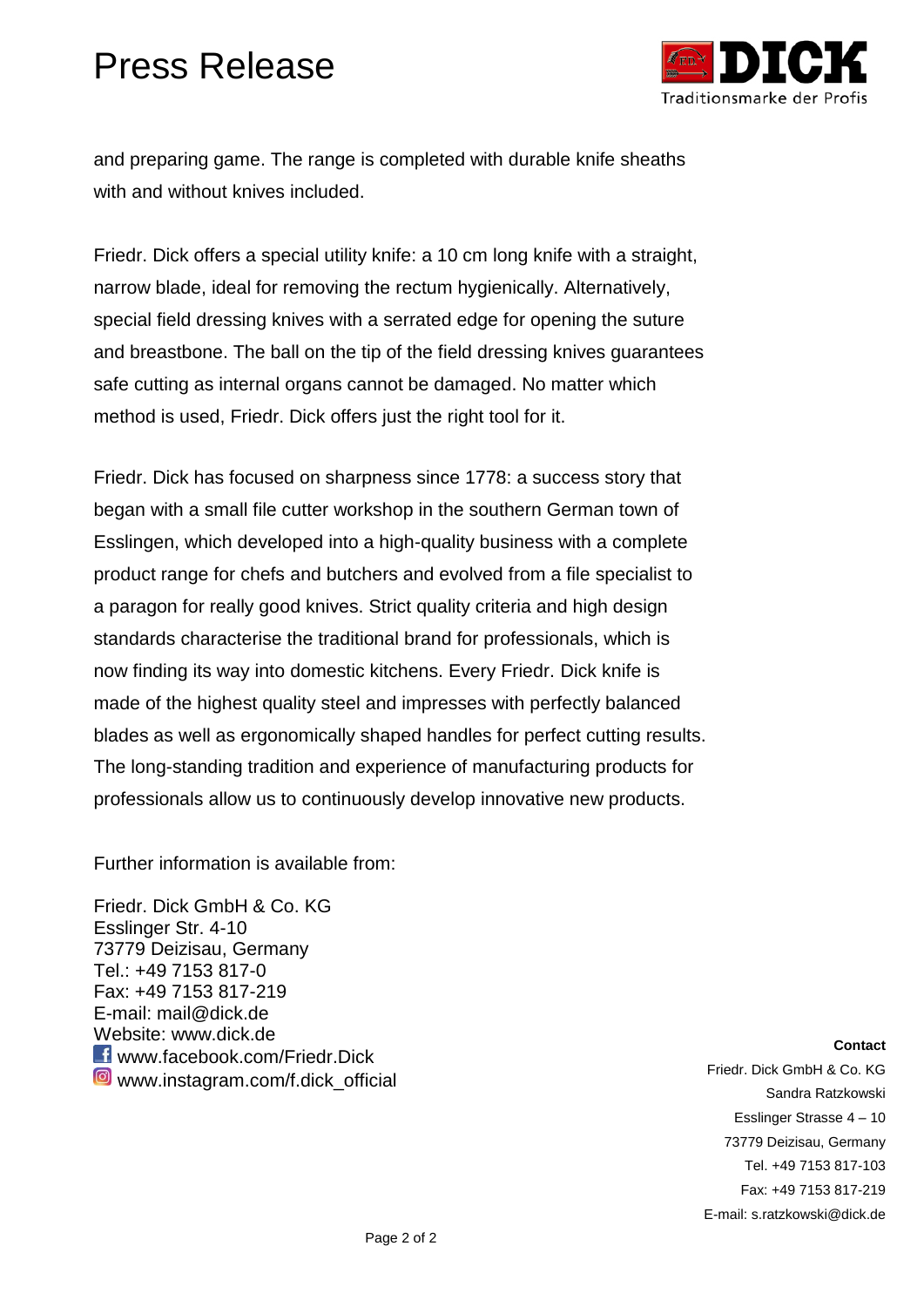and preparing game. The range is completed with durable knife sheaths with and without knives included.

Friedr. Dick offers a special utility knife: a 10 cm long knife with a straight, narrow blade, ideal for removing the rectum hygienically. Alternatively, special field dressing knives with a serrated edge for opening the suture and breastbone. The ball on the tip of the field dressing knives guarantees safe cutting as internal organs cannot be damaged. No matter which method is used, Friedr. Dick offers just the right tool for it.

Friedr. Dick has focused on sharpness since 1778: a success story that began with a small file cutter workshop in the southern German town of Esslingen, which developed into a high-quality business with a complete product range for chefs and butchers and evolved from a file specialist to a paragon for really good knives. Strict quality criteria and high design standards characterise the traditional brand for professionals, which is now finding its way into domestic kitchens. Every Friedr. Dick knife is made of the highest quality steel and impresses with perfectly balanced blades as well as ergonomically shaped handles for perfect cutting results. The long-standing tradition and experience of manufacturing products for professionals allow us to continuously develop innovative new products.

Further information is available from:

Friedr. Dick GmbH & Co. KG
Esslinger Str. 4-10
73779 Deizisau, Germany
Tel.: +49 7153 817-0
Fax: +49 7153 817-219
E-mail: mail@dick.de
Website: www.dick.de
www.facebook.com/Friedr.Dick
www.instagram.com/f.dick_official

**Contact**
Friedr. Dick GmbH & Co. KG
Sandra Ratzkowski
Esslinger Strasse 4 – 10
73779 Deizisau, Germany
Tel. +49 7153 817-103
Fax: +49 7153 817-219
E-mail: s.ratzkowski@dick.de